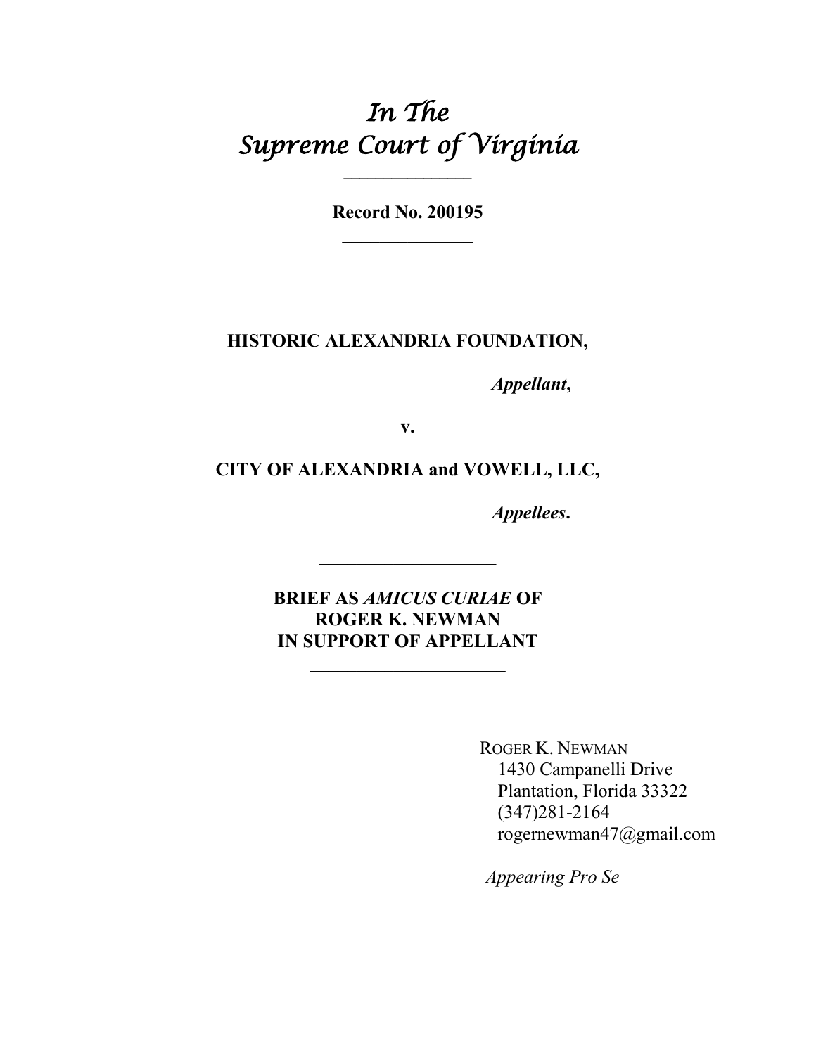# *In The Supreme Court of Virginia*

---

**Record No. 200195**

---

**HISTORIC ALEXANDRIA FOUNDATION,**

*Appellant*,

**v.**

**CITY OF ALEXANDRIA and VOWELL, LLC,**

*Appellees*.

---

**BRIEF AS *AMICUS CURIAE* OF ROGER K. NEWMAN IN SUPPORT OF APPELLANT**

---

ROGER K. NEWMAN
1430 Campanelli Drive
Plantation, Florida 33322
(347)281-2164
rogernewman47@gmail.com

*Appearing Pro Se*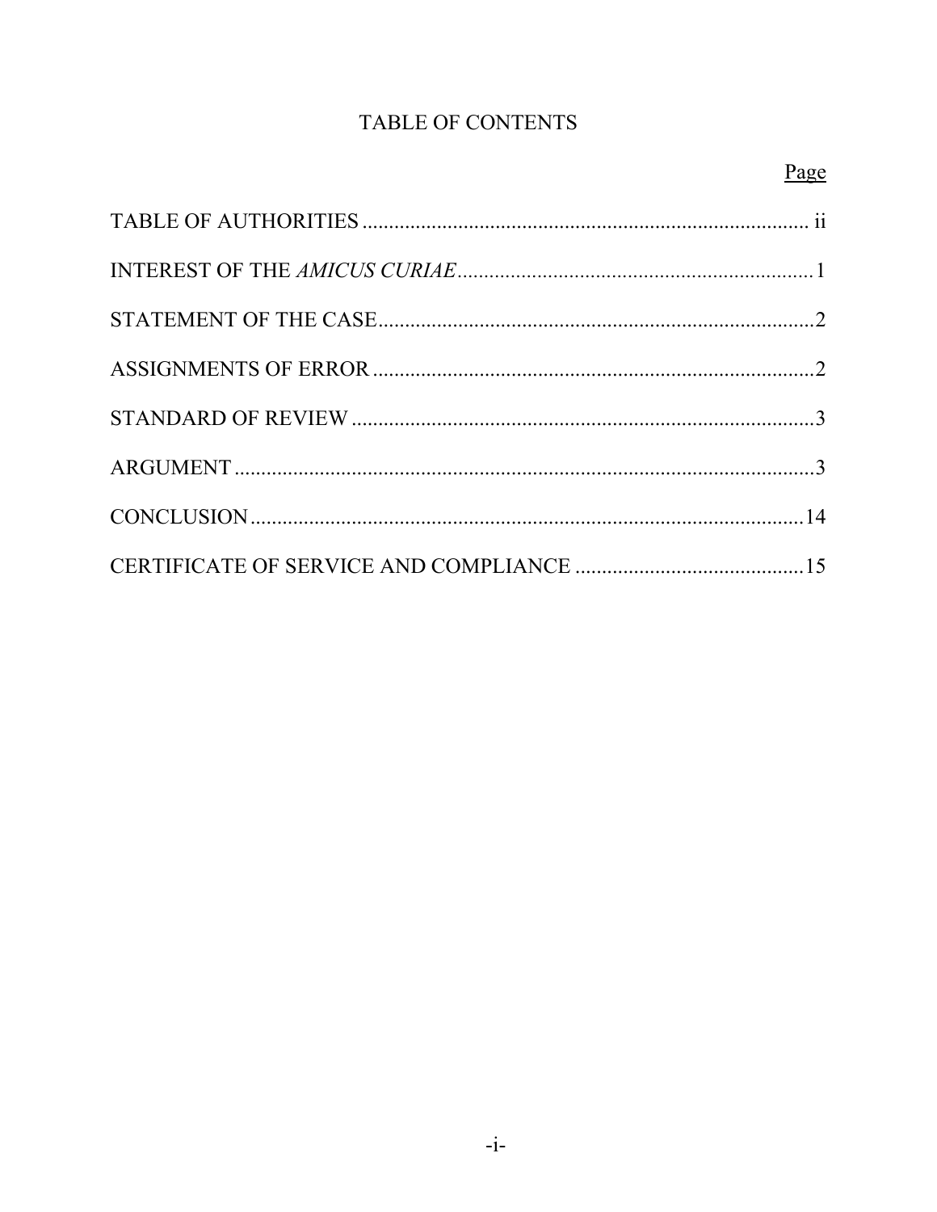# TABLE OF CONTENTS

| | Page |
|---|---|
| TABLE OF AUTHORITIES | ii |
| INTEREST OF THE *AMICUS CURIAE* | 1 |
| STATEMENT OF THE CASE | 2 |
| ASSIGNMENTS OF ERROR | 2 |
| STANDARD OF REVIEW | 3 |
| ARGUMENT | 3 |
| CONCLUSION | 14 |
| CERTIFICATE OF SERVICE AND COMPLIANCE | 15 |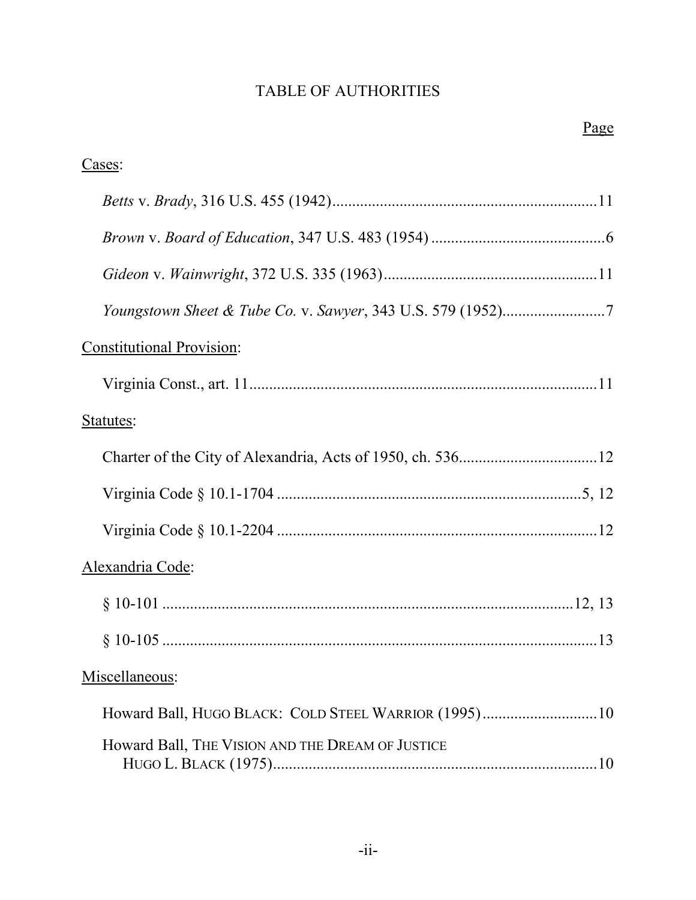# TABLE OF AUTHORITIES

Page

Cases:

*Betts* v. *Brady*, 316 U.S. 455 (1942)..................................................................11

*Brown* v. *Board of Education*, 347 U.S. 483 (1954) ............................................6

*Gideon* v. *Wainwright*, 372 U.S. 335 (1963)......................................................11

*Youngstown Sheet & Tube Co.* v. *Sawyer*, 343 U.S. 579 (1952)..........................7

Constitutional Provision:

Virginia Const., art. 11........................................................................................11

Statutes:

Charter of the City of Alexandria, Acts of 1950, ch. 536..................................12

Virginia Code § 10.1-1704 ............................................................................5, 12

Virginia Code § 10.1-2204 ................................................................................12

Alexandria Code:

§ 10-101 ...........................................................................................12, 13

§ 10-105 ..............................................................................................13

Miscellaneous:

Howard Ball, HUGO BLACK: COLD STEEL WARRIOR (1995).............................10

Howard Ball, THE VISION AND THE DREAM OF JUSTICE HUGO L. BLACK (1975)..................................................................................10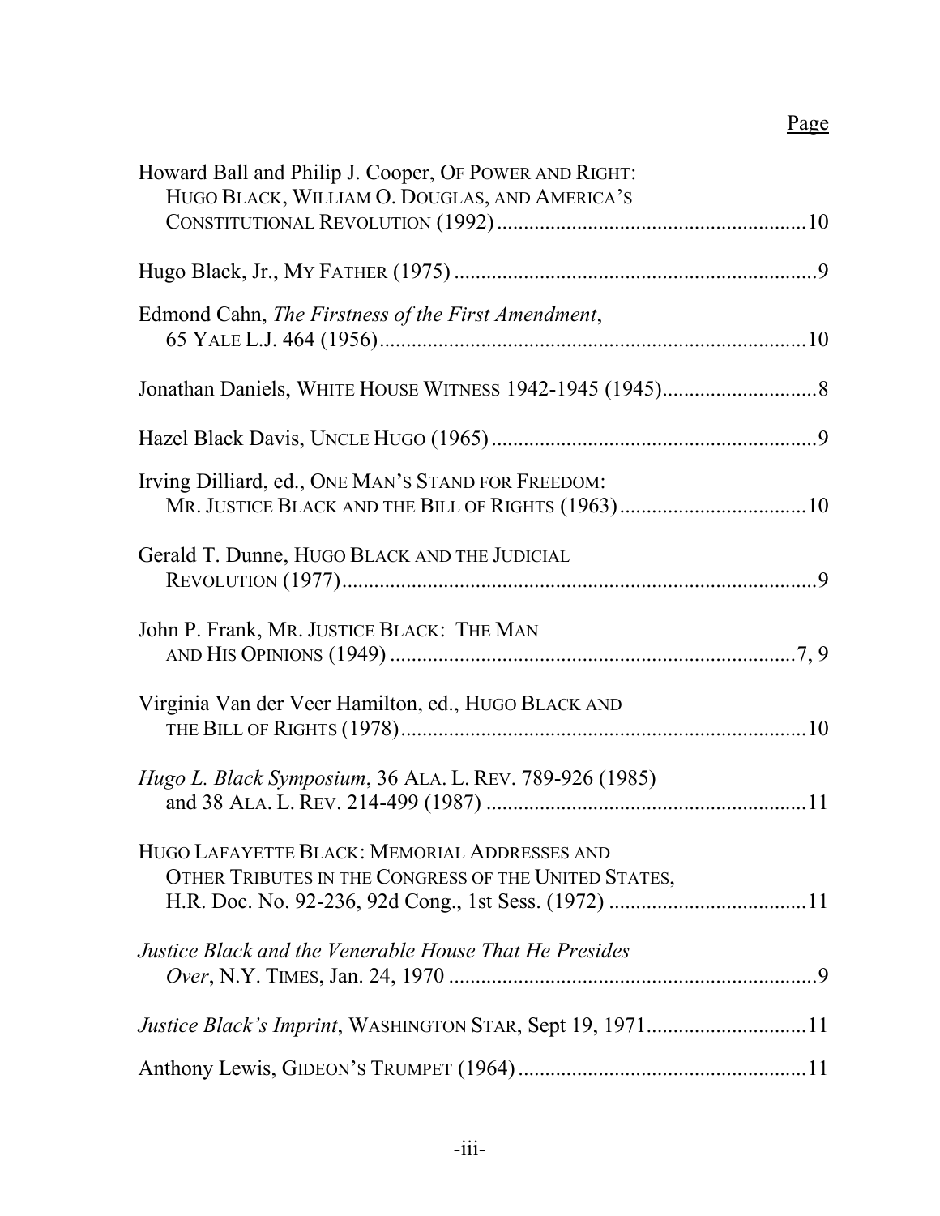Page

Howard Ball and Philip J. Cooper, OF POWER AND RIGHT: HUGO BLACK, WILLIAM O. DOUGLAS, AND AMERICA'S CONSTITUTIONAL REVOLUTION (1992) ........................................................ 10

Hugo Black, Jr., MY FATHER (1975) .................................................................. 9

Edmond Cahn, *The Firstness of the First Amendment*, 65 YALE L.J. 464 (1956) ............................................................................... 10

Jonathan Daniels, WHITE HOUSE WITNESS 1942-1945 (1945) ............................ 8

Hazel Black Davis, UNCLE HUGO (1965) ............................................................ 9

Irving Dilliard, ed., ONE MAN'S STAND FOR FREEDOM: MR. JUSTICE BLACK AND THE BILL OF RIGHTS (1963) .................................. 10

Gerald T. Dunne, HUGO BLACK AND THE JUDICIAL REVOLUTION (1977) ....................................................................................... 9

John P. Frank, MR. JUSTICE BLACK: THE MAN AND HIS OPINIONS (1949) ........................................................................... 7, 9

Virginia Van der Veer Hamilton, ed., HUGO BLACK AND THE BILL OF RIGHTS (1978) .......................................................................... 10

*Hugo L. Black Symposium*, 36 ALA. L. REV. 789-926 (1985) and 38 ALA. L. REV. 214-499 (1987) .......................................................... 11

HUGO LAFAYETTE BLACK: MEMORIAL ADDRESSES AND OTHER TRIBUTES IN THE CONGRESS OF THE UNITED STATES, H.R. Doc. No. 92-236, 92d Cong., 1st Sess. (1972) .................................... 11

*Justice Black and the Venerable House That He Presides Over*, N.Y. TIMES, Jan. 24, 1970 .................................................................... 9

*Justice Black's Imprint*, WASHINGTON STAR, Sept 19, 1971 ............................. 11

Anthony Lewis, GIDEON'S TRUMPET (1964) ..................................................... 11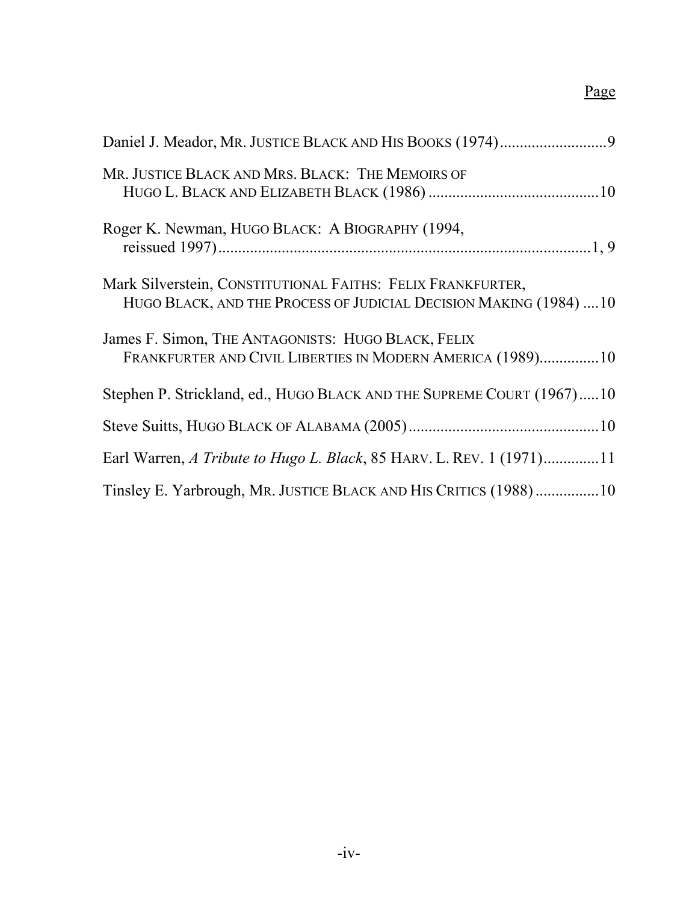Page

Daniel J. Meador, MR. JUSTICE BLACK AND HIS BOOKS (1974)...........................9

MR. JUSTICE BLACK AND MRS. BLACK: THE MEMOIRS OF HUGO L. BLACK AND ELIZABETH BLACK (1986) ...........................................10

Roger K. Newman, HUGO BLACK: A BIOGRAPHY (1994, reissued 1997)...............................................................................................1, 9

Mark Silverstein, CONSTITUTIONAL FAITHS: FELIX FRANKFURTER, HUGO BLACK, AND THE PROCESS OF JUDICIAL DECISION MAKING (1984) ....10

James F. Simon, THE ANTAGONISTS: HUGO BLACK, FELIX FRANKFURTER AND CIVIL LIBERTIES IN MODERN AMERICA (1989)...............10

Stephen P. Strickland, ed., HUGO BLACK AND THE SUPREME COURT (1967).....10

Steve Suitts, HUGO BLACK OF ALABAMA (2005)................................................10

Earl Warren, *A Tribute to Hugo L. Black*, 85 HARV. L. REV. 1 (1971).............11

Tinsley E. Yarbrough, MR. JUSTICE BLACK AND HIS CRITICS (1988) ................10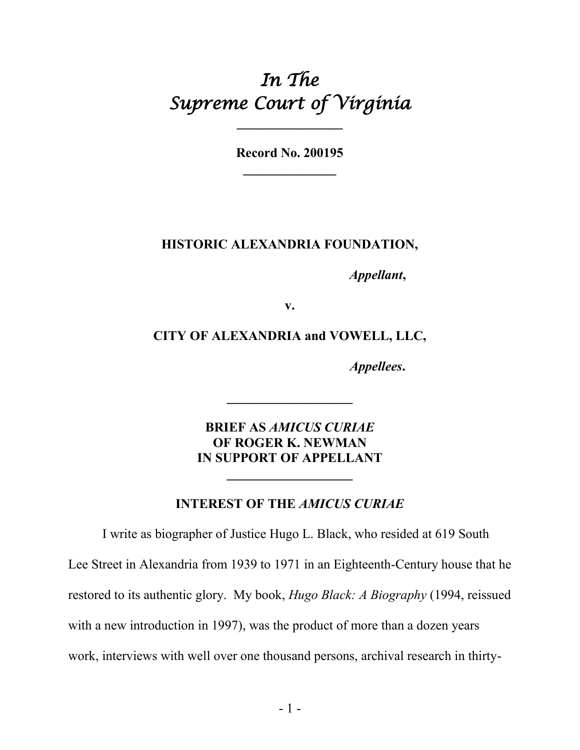# *In The Supreme Court of Virginia*

**Record No. 200195**

**HISTORIC ALEXANDRIA FOUNDATION,**

*Appellant*,

v.

**CITY OF ALEXANDRIA and VOWELL, LLC,**

*Appellees*.

**BRIEF AS *AMICUS CURIAE* OF ROGER K. NEWMAN IN SUPPORT OF APPELLANT**

## INTEREST OF THE *AMICUS CURIAE*

I write as biographer of Justice Hugo L. Black, who resided at 619 South Lee Street in Alexandria from 1939 to 1971 in an Eighteenth-Century house that he restored to its authentic glory. My book, *Hugo Black: A Biography* (1994, reissued with a new introduction in 1997), was the product of more than a dozen years work, interviews with well over one thousand persons, archival research in thirty-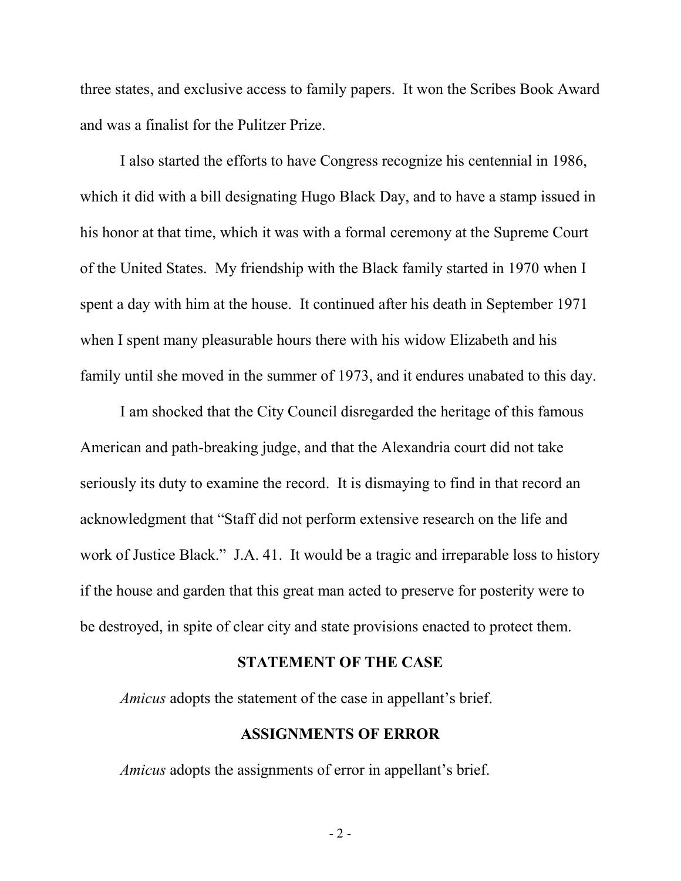three states, and exclusive access to family papers. It won the Scribes Book Award and was a finalist for the Pulitzer Prize.

I also started the efforts to have Congress recognize his centennial in 1986, which it did with a bill designating Hugo Black Day, and to have a stamp issued in his honor at that time, which it was with a formal ceremony at the Supreme Court of the United States. My friendship with the Black family started in 1970 when I spent a day with him at the house. It continued after his death in September 1971 when I spent many pleasurable hours there with his widow Elizabeth and his family until she moved in the summer of 1973, and it endures unabated to this day.

I am shocked that the City Council disregarded the heritage of this famous American and path-breaking judge, and that the Alexandria court did not take seriously its duty to examine the record. It is dismaying to find in that record an acknowledgment that "Staff did not perform extensive research on the life and work of Justice Black." J.A. 41. It would be a tragic and irreparable loss to history if the house and garden that this great man acted to preserve for posterity were to be destroyed, in spite of clear city and state provisions enacted to protect them.

## STATEMENT OF THE CASE

*Amicus* adopts the statement of the case in appellant's brief.

## ASSIGNMENTS OF ERROR

*Amicus* adopts the assignments of error in appellant's brief.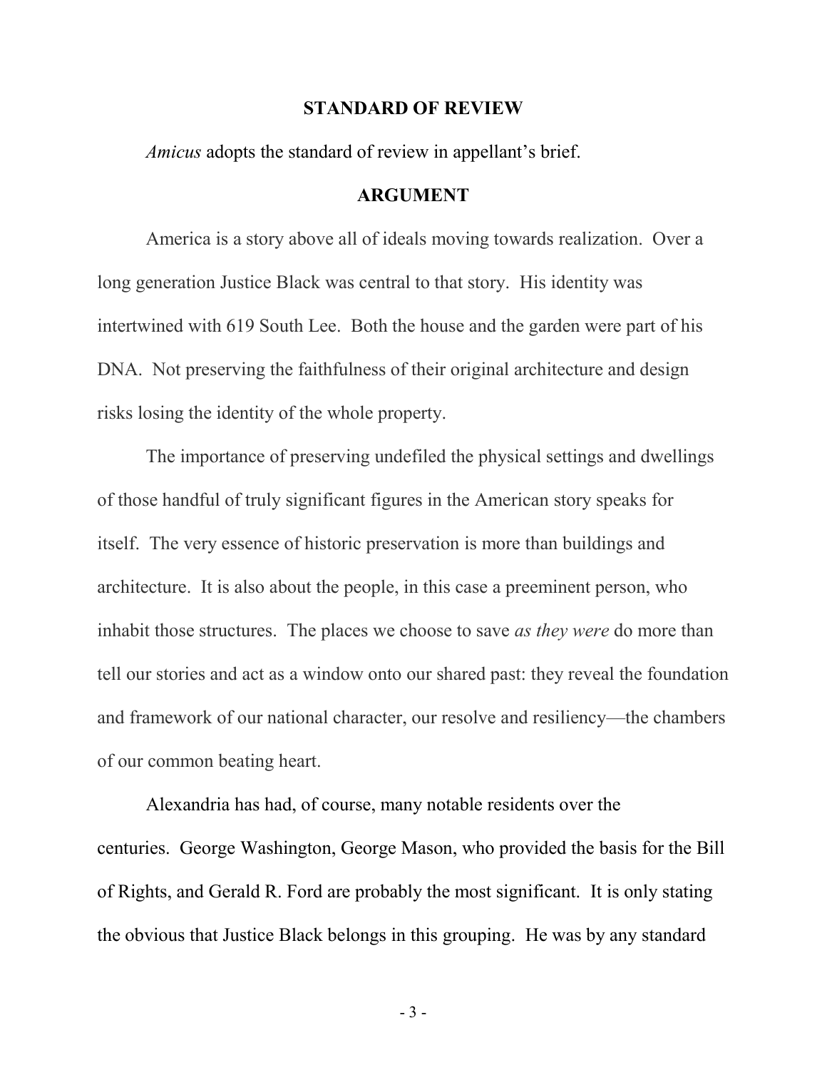## STANDARD OF REVIEW

*Amicus* adopts the standard of review in appellant's brief.

## ARGUMENT

America is a story above all of ideals moving towards realization. Over a long generation Justice Black was central to that story. His identity was intertwined with 619 South Lee. Both the house and the garden were part of his DNA. Not preserving the faithfulness of their original architecture and design risks losing the identity of the whole property.

The importance of preserving undefiled the physical settings and dwellings of those handful of truly significant figures in the American story speaks for itself. The very essence of historic preservation is more than buildings and architecture. It is also about the people, in this case a preeminent person, who inhabit those structures. The places we choose to save *as they were* do more than tell our stories and act as a window onto our shared past: they reveal the foundation and framework of our national character, our resolve and resiliency—the chambers of our common beating heart.

Alexandria has had, of course, many notable residents over the centuries. George Washington, George Mason, who provided the basis for the Bill of Rights, and Gerald R. Ford are probably the most significant. It is only stating the obvious that Justice Black belongs in this grouping. He was by any standard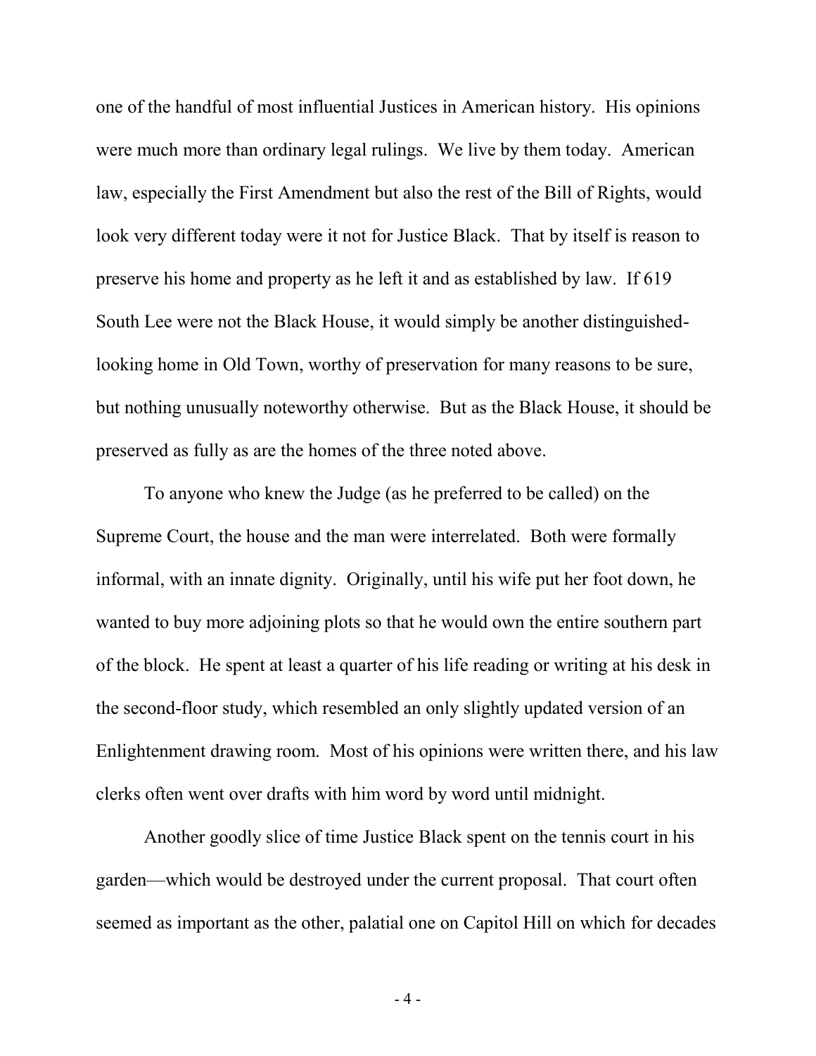one of the handful of most influential Justices in American history. His opinions were much more than ordinary legal rulings. We live by them today. American law, especially the First Amendment but also the rest of the Bill of Rights, would look very different today were it not for Justice Black. That by itself is reason to preserve his home and property as he left it and as established by law. If 619 South Lee were not the Black House, it would simply be another distinguished-looking home in Old Town, worthy of preservation for many reasons to be sure, but nothing unusually noteworthy otherwise. But as the Black House, it should be preserved as fully as are the homes of the three noted above.

To anyone who knew the Judge (as he preferred to be called) on the Supreme Court, the house and the man were interrelated. Both were formally informal, with an innate dignity. Originally, until his wife put her foot down, he wanted to buy more adjoining plots so that he would own the entire southern part of the block. He spent at least a quarter of his life reading or writing at his desk in the second-floor study, which resembled an only slightly updated version of an Enlightenment drawing room. Most of his opinions were written there, and his law clerks often went over drafts with him word by word until midnight.

Another goodly slice of time Justice Black spent on the tennis court in his garden—which would be destroyed under the current proposal. That court often seemed as important as the other, palatial one on Capitol Hill on which for decades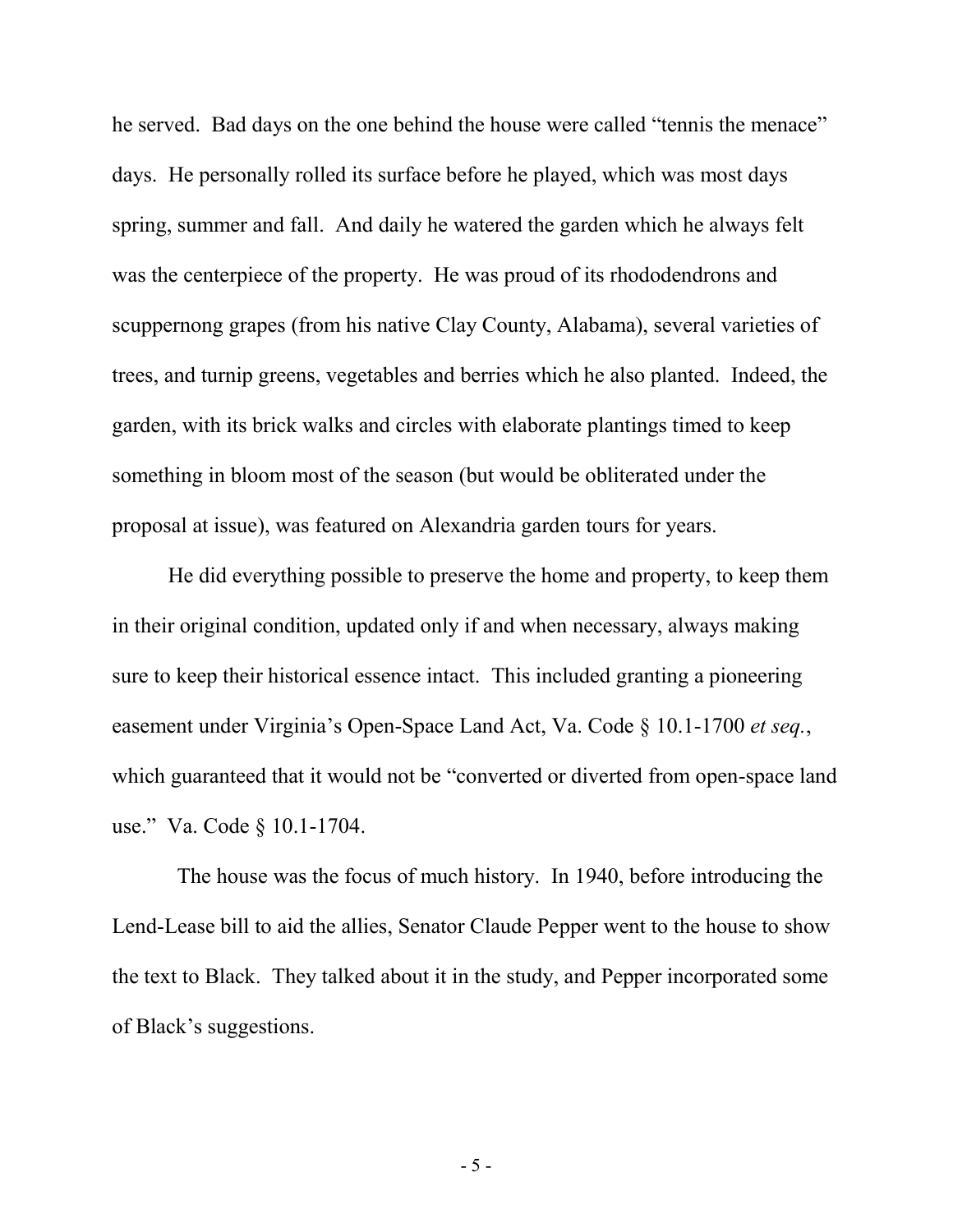he served. Bad days on the one behind the house were called "tennis the menace" days. He personally rolled its surface before he played, which was most days spring, summer and fall. And daily he watered the garden which he always felt was the centerpiece of the property. He was proud of its rhododendrons and scuppernong grapes (from his native Clay County, Alabama), several varieties of trees, and turnip greens, vegetables and berries which he also planted. Indeed, the garden, with its brick walks and circles with elaborate plantings timed to keep something in bloom most of the season (but would be obliterated under the proposal at issue), was featured on Alexandria garden tours for years.

He did everything possible to preserve the home and property, to keep them in their original condition, updated only if and when necessary, always making sure to keep their historical essence intact. This included granting a pioneering easement under Virginia's Open-Space Land Act, Va. Code § 10.1-1700 *et seq.*, which guaranteed that it would not be "converted or diverted from open-space land use." Va. Code § 10.1-1704.

The house was the focus of much history. In 1940, before introducing the Lend-Lease bill to aid the allies, Senator Claude Pepper went to the house to show the text to Black. They talked about it in the study, and Pepper incorporated some of Black's suggestions.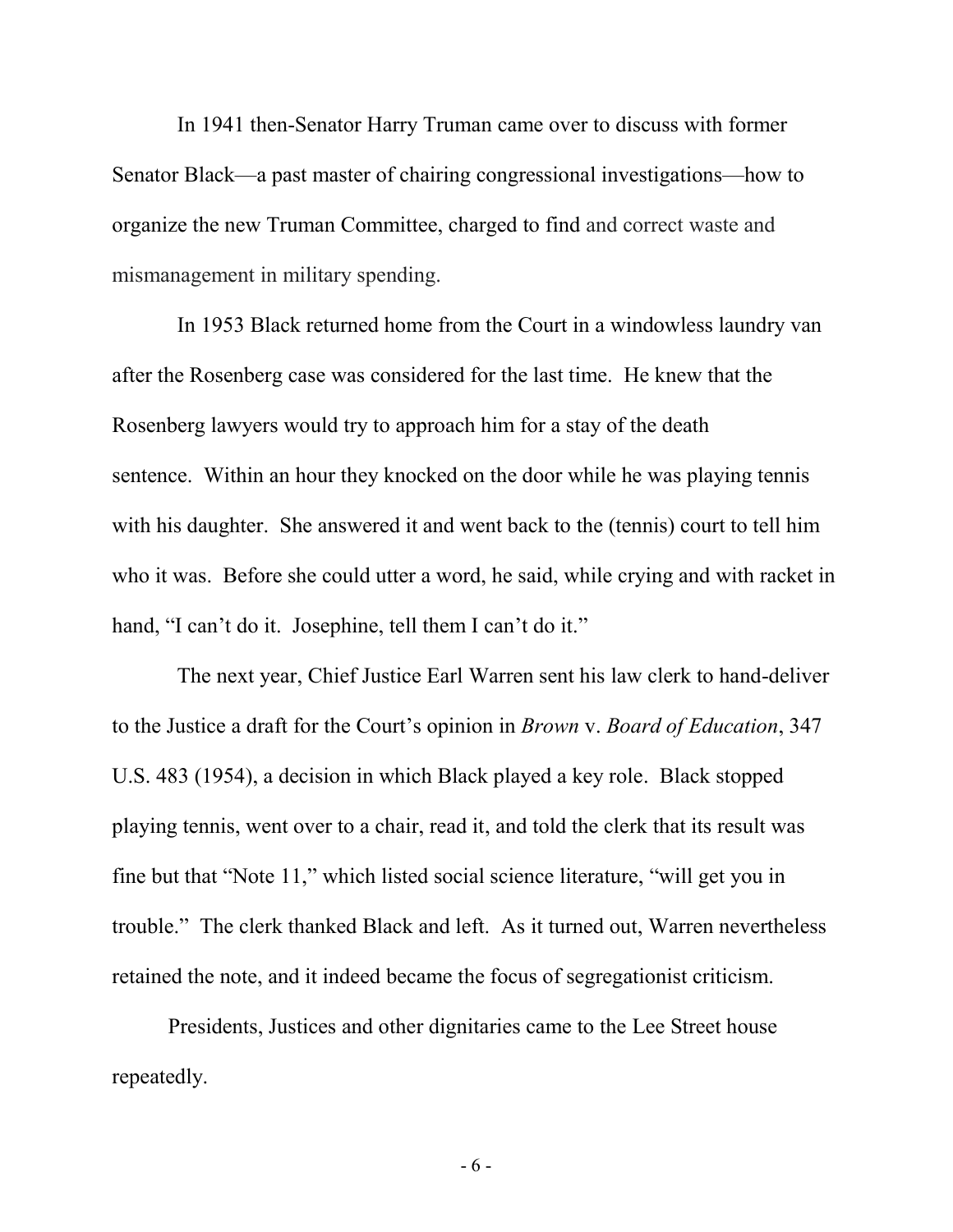In 1941 then-Senator Harry Truman came over to discuss with former Senator Black—a past master of chairing congressional investigations—how to organize the new Truman Committee, charged to find and correct waste and mismanagement in military spending.

In 1953 Black returned home from the Court in a windowless laundry van after the Rosenberg case was considered for the last time. He knew that the Rosenberg lawyers would try to approach him for a stay of the death sentence. Within an hour they knocked on the door while he was playing tennis with his daughter. She answered it and went back to the (tennis) court to tell him who it was. Before she could utter a word, he said, while crying and with racket in hand, "I can't do it. Josephine, tell them I can't do it."

The next year, Chief Justice Earl Warren sent his law clerk to hand-deliver to the Justice a draft for the Court's opinion in *Brown* v. *Board of Education*, 347 U.S. 483 (1954), a decision in which Black played a key role. Black stopped playing tennis, went over to a chair, read it, and told the clerk that its result was fine but that "Note 11," which listed social science literature, "will get you in trouble." The clerk thanked Black and left. As it turned out, Warren nevertheless retained the note, and it indeed became the focus of segregationist criticism.

Presidents, Justices and other dignitaries came to the Lee Street house repeatedly.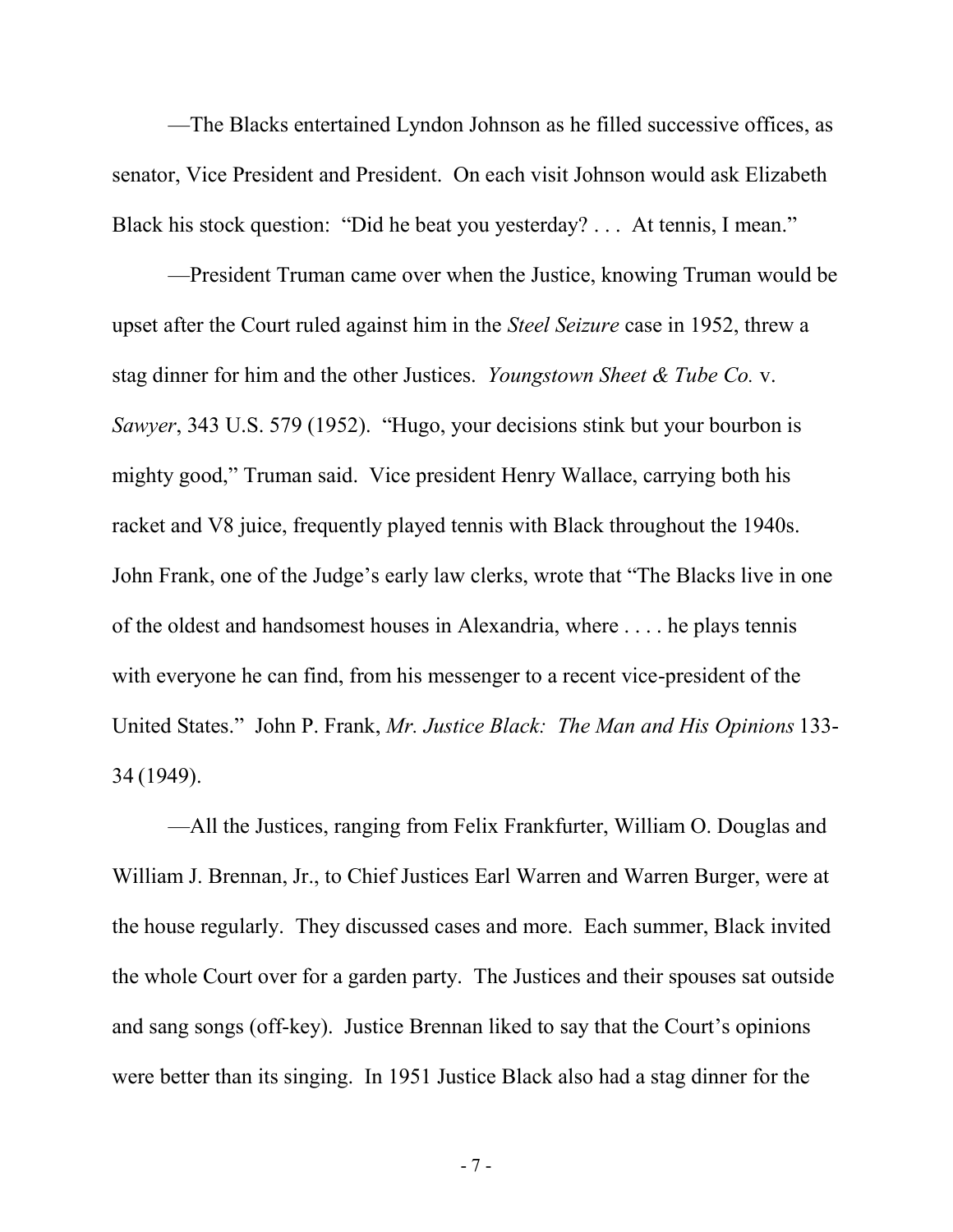—The Blacks entertained Lyndon Johnson as he filled successive offices, as senator, Vice President and President. On each visit Johnson would ask Elizabeth Black his stock question: "Did he beat you yesterday? . . . At tennis, I mean."

—President Truman came over when the Justice, knowing Truman would be upset after the Court ruled against him in the *Steel Seizure* case in 1952, threw a stag dinner for him and the other Justices. *Youngstown Sheet & Tube Co.* v. *Sawyer*, 343 U.S. 579 (1952). "Hugo, your decisions stink but your bourbon is mighty good," Truman said. Vice president Henry Wallace, carrying both his racket and V8 juice, frequently played tennis with Black throughout the 1940s. John Frank, one of the Judge's early law clerks, wrote that "The Blacks live in one of the oldest and handsomest houses in Alexandria, where . . . . he plays tennis with everyone he can find, from his messenger to a recent vice-president of the United States." John P. Frank, *Mr. Justice Black: The Man and His Opinions* 133-34 (1949).

—All the Justices, ranging from Felix Frankfurter, William O. Douglas and William J. Brennan, Jr., to Chief Justices Earl Warren and Warren Burger, were at the house regularly. They discussed cases and more. Each summer, Black invited the whole Court over for a garden party. The Justices and their spouses sat outside and sang songs (off-key). Justice Brennan liked to say that the Court's opinions were better than its singing. In 1951 Justice Black also had a stag dinner for the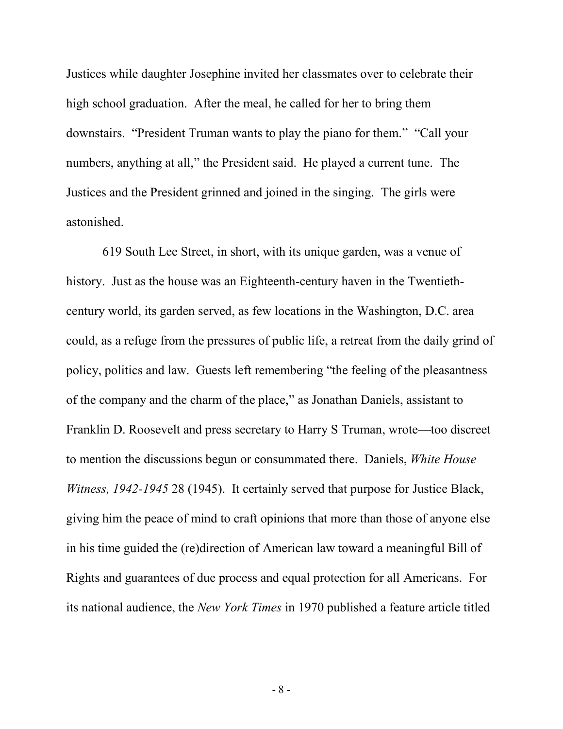Justices while daughter Josephine invited her classmates over to celebrate their high school graduation. After the meal, he called for her to bring them downstairs. "President Truman wants to play the piano for them." "Call your numbers, anything at all," the President said. He played a current tune. The Justices and the President grinned and joined in the singing. The girls were astonished.

619 South Lee Street, in short, with its unique garden, was a venue of history. Just as the house was an Eighteenth-century haven in the Twentieth-century world, its garden served, as few locations in the Washington, D.C. area could, as a refuge from the pressures of public life, a retreat from the daily grind of policy, politics and law. Guests left remembering "the feeling of the pleasantness of the company and the charm of the place," as Jonathan Daniels, assistant to Franklin D. Roosevelt and press secretary to Harry S Truman, wrote—too discreet to mention the discussions begun or consummated there. Daniels, *White House Witness, 1942-1945* 28 (1945). It certainly served that purpose for Justice Black, giving him the peace of mind to craft opinions that more than those of anyone else in his time guided the (re)direction of American law toward a meaningful Bill of Rights and guarantees of due process and equal protection for all Americans. For its national audience, the *New York Times* in 1970 published a feature article titled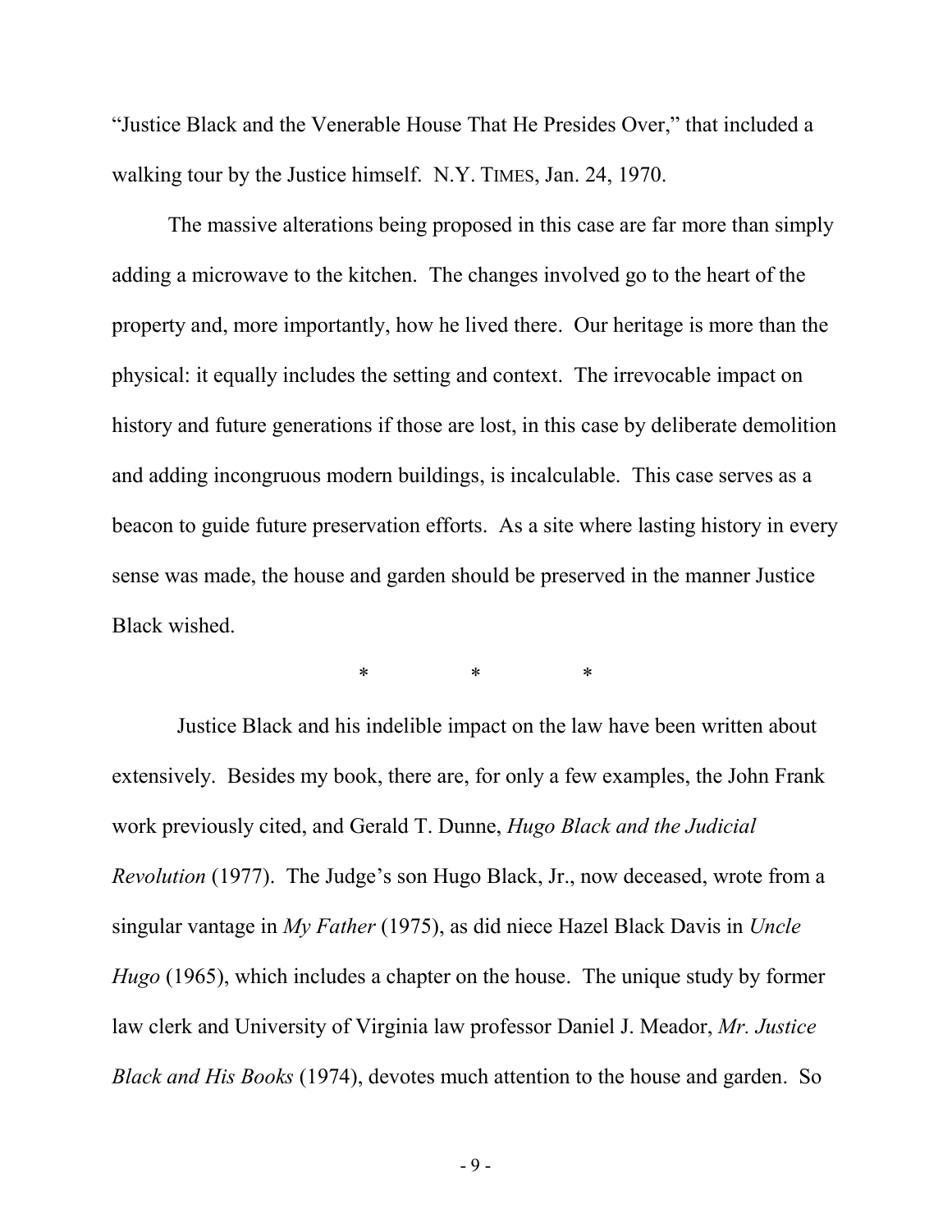"Justice Black and the Venerable House That He Presides Over," that included a walking tour by the Justice himself. N.Y. TIMES, Jan. 24, 1970.

The massive alterations being proposed in this case are far more than simply adding a microwave to the kitchen. The changes involved go to the heart of the property and, more importantly, how he lived there. Our heritage is more than the physical: it equally includes the setting and context. The irrevocable impact on history and future generations if those are lost, in this case by deliberate demolition and adding incongruous modern buildings, is incalculable. This case serves as a beacon to guide future preservation efforts. As a site where lasting history in every sense was made, the house and garden should be preserved in the manner Justice Black wished.

\* \* \*

Justice Black and his indelible impact on the law have been written about extensively. Besides my book, there are, for only a few examples, the John Frank work previously cited, and Gerald T. Dunne, *Hugo Black and the Judicial Revolution* (1977). The Judge's son Hugo Black, Jr., now deceased, wrote from a singular vantage in *My Father* (1975), as did niece Hazel Black Davis in *Uncle Hugo* (1965), which includes a chapter on the house. The unique study by former law clerk and University of Virginia law professor Daniel J. Meador, *Mr. Justice Black and His Books* (1974), devotes much attention to the house and garden. So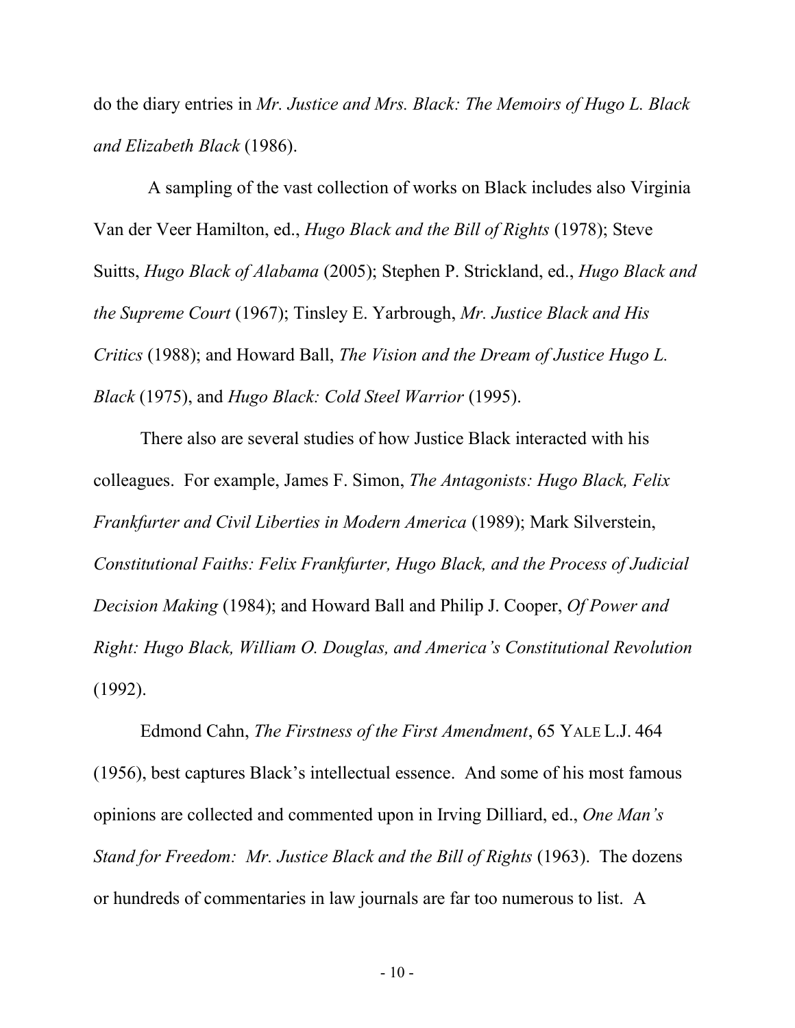do the diary entries in *Mr. Justice and Mrs. Black: The Memoirs of Hugo L. Black and Elizabeth Black* (1986).

A sampling of the vast collection of works on Black includes also Virginia Van der Veer Hamilton, ed., *Hugo Black and the Bill of Rights* (1978); Steve Suitts, *Hugo Black of Alabama* (2005); Stephen P. Strickland, ed., *Hugo Black and the Supreme Court* (1967); Tinsley E. Yarbrough, *Mr. Justice Black and His Critics* (1988); and Howard Ball, *The Vision and the Dream of Justice Hugo L. Black* (1975), and *Hugo Black: Cold Steel Warrior* (1995).

There also are several studies of how Justice Black interacted with his colleagues. For example, James F. Simon, *The Antagonists: Hugo Black, Felix Frankfurter and Civil Liberties in Modern America* (1989); Mark Silverstein, *Constitutional Faiths: Felix Frankfurter, Hugo Black, and the Process of Judicial Decision Making* (1984); and Howard Ball and Philip J. Cooper, *Of Power and Right: Hugo Black, William O. Douglas, and America's Constitutional Revolution* (1992).

Edmond Cahn, *The Firstness of the First Amendment*, 65 YALE L.J. 464 (1956), best captures Black's intellectual essence. And some of his most famous opinions are collected and commented upon in Irving Dilliard, ed., *One Man's Stand for Freedom: Mr. Justice Black and the Bill of Rights* (1963). The dozens or hundreds of commentaries in law journals are far too numerous to list. A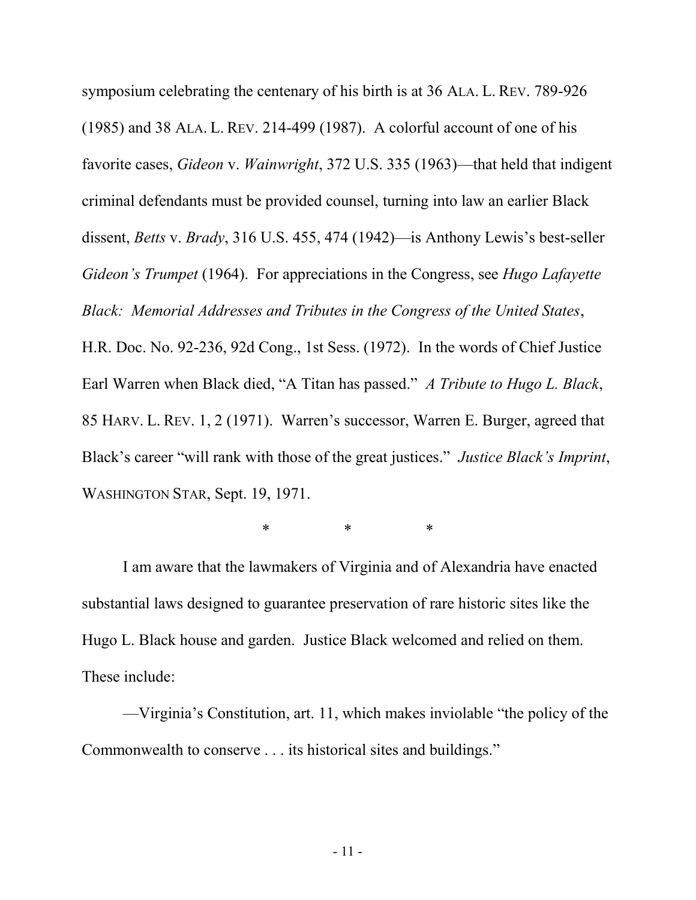symposium celebrating the centenary of his birth is at 36 ALA. L. REV. 789-926 (1985) and 38 ALA. L. REV. 214-499 (1987). A colorful account of one of his favorite cases, *Gideon* v. *Wainwright*, 372 U.S. 335 (1963)—that held that indigent criminal defendants must be provided counsel, turning into law an earlier Black dissent, *Betts* v. *Brady*, 316 U.S. 455, 474 (1942)—is Anthony Lewis's best-seller *Gideon's Trumpet* (1964). For appreciations in the Congress, see *Hugo Lafayette Black: Memorial Addresses and Tributes in the Congress of the United States*, H.R. Doc. No. 92-236, 92d Cong., 1st Sess. (1972). In the words of Chief Justice Earl Warren when Black died, "A Titan has passed." *A Tribute to Hugo L. Black*, 85 HARV. L. REV. 1, 2 (1971). Warren's successor, Warren E. Burger, agreed that Black's career "will rank with those of the great justices." *Justice Black's Imprint*, WASHINGTON STAR, Sept. 19, 1971.

\*   \*   \*

I am aware that the lawmakers of Virginia and of Alexandria have enacted substantial laws designed to guarantee preservation of rare historic sites like the Hugo L. Black house and garden. Justice Black welcomed and relied on them. These include:

—Virginia's Constitution, art. 11, which makes inviolable "the policy of the Commonwealth to conserve . . . its historical sites and buildings."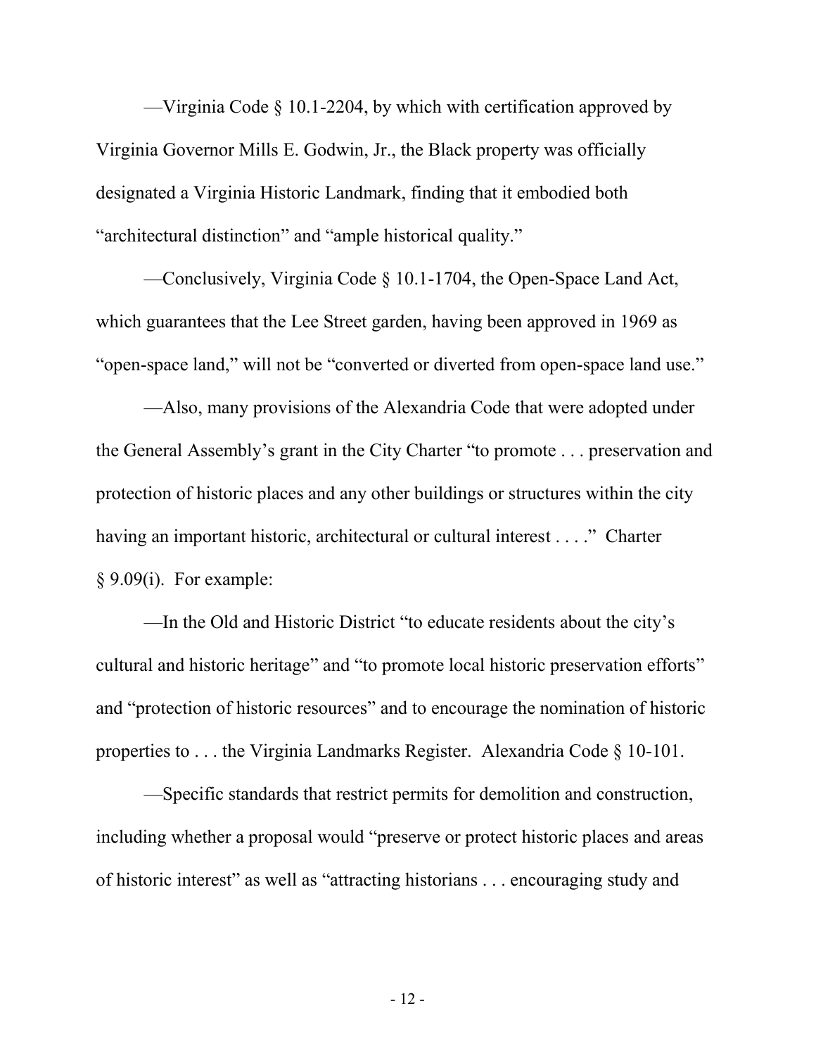—Virginia Code § 10.1-2204, by which with certification approved by Virginia Governor Mills E. Godwin, Jr., the Black property was officially designated a Virginia Historic Landmark, finding that it embodied both "architectural distinction" and "ample historical quality."

—Conclusively, Virginia Code § 10.1-1704, the Open-Space Land Act, which guarantees that the Lee Street garden, having been approved in 1969 as "open-space land," will not be "converted or diverted from open-space land use."

—Also, many provisions of the Alexandria Code that were adopted under the General Assembly's grant in the City Charter "to promote . . . preservation and protection of historic places and any other buildings or structures within the city having an important historic, architectural or cultural interest . . . ." Charter § 9.09(i). For example:

—In the Old and Historic District "to educate residents about the city's cultural and historic heritage" and "to promote local historic preservation efforts" and "protection of historic resources" and to encourage the nomination of historic properties to . . . the Virginia Landmarks Register. Alexandria Code § 10-101.

—Specific standards that restrict permits for demolition and construction, including whether a proposal would "preserve or protect historic places and areas of historic interest" as well as "attracting historians . . . encouraging study and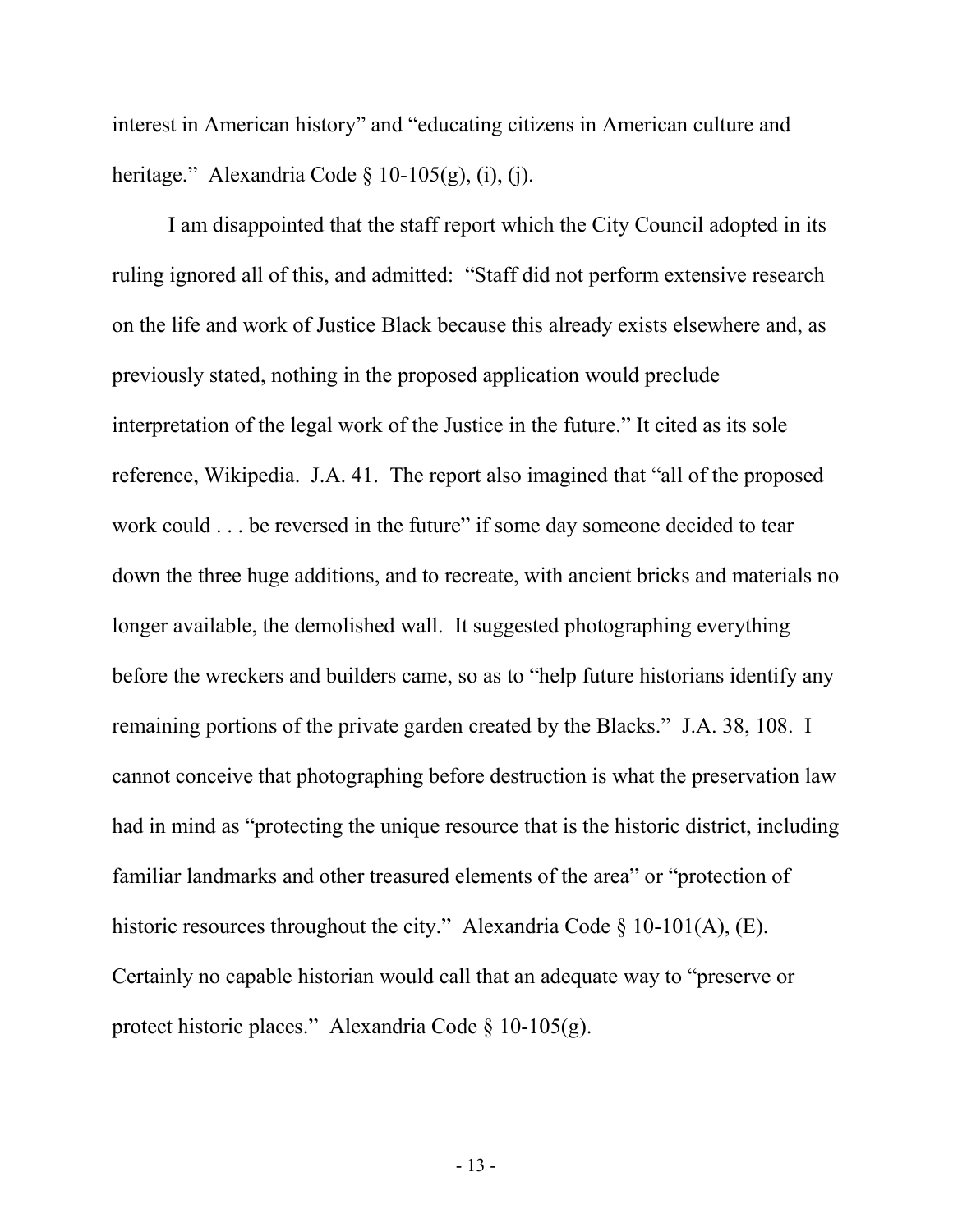interest in American history" and "educating citizens in American culture and heritage." Alexandria Code § 10-105(g), (i), (j).

I am disappointed that the staff report which the City Council adopted in its ruling ignored all of this, and admitted: "Staff did not perform extensive research on the life and work of Justice Black because this already exists elsewhere and, as previously stated, nothing in the proposed application would preclude interpretation of the legal work of the Justice in the future." It cited as its sole reference, Wikipedia. J.A. 41. The report also imagined that "all of the proposed work could . . . be reversed in the future" if some day someone decided to tear down the three huge additions, and to recreate, with ancient bricks and materials no longer available, the demolished wall. It suggested photographing everything before the wreckers and builders came, so as to "help future historians identify any remaining portions of the private garden created by the Blacks." J.A. 38, 108. I cannot conceive that photographing before destruction is what the preservation law had in mind as "protecting the unique resource that is the historic district, including familiar landmarks and other treasured elements of the area" or "protection of historic resources throughout the city." Alexandria Code § 10-101(A), (E). Certainly no capable historian would call that an adequate way to "preserve or protect historic places." Alexandria Code § 10-105(g).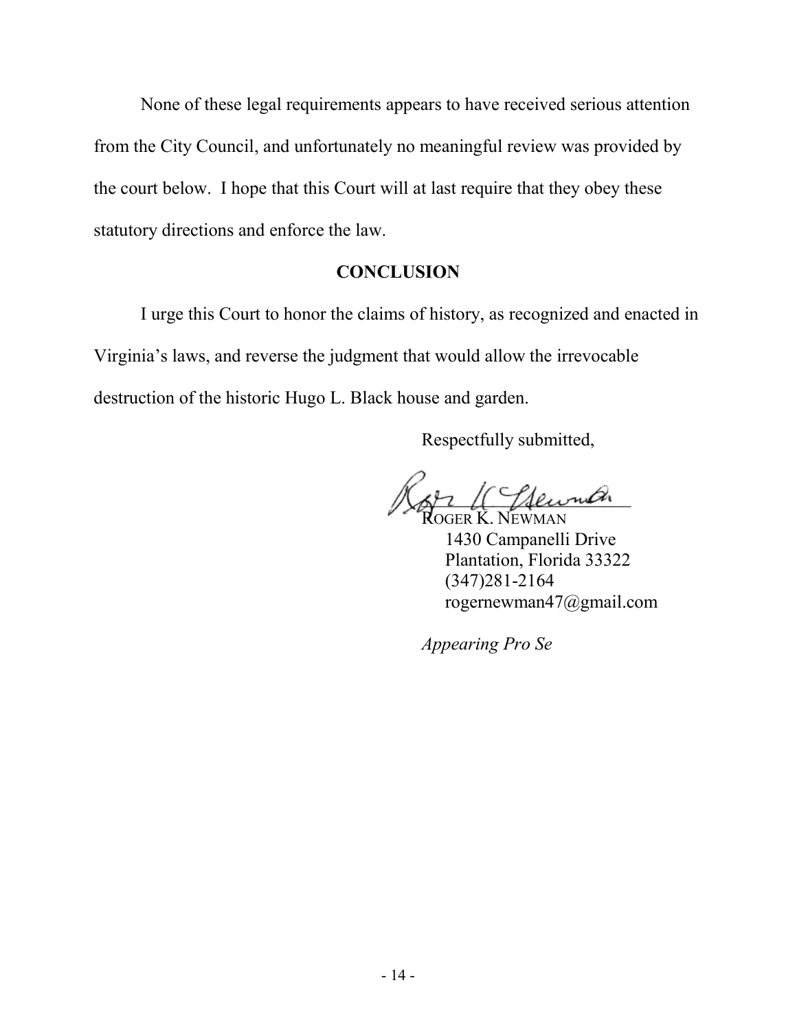None of these legal requirements appears to have received serious attention from the City Council, and unfortunately no meaningful review was provided by the court below. I hope that this Court will at last require that they obey these statutory directions and enforce the law.

## CONCLUSION

I urge this Court to honor the claims of history, as recognized and enacted in Virginia's laws, and reverse the judgment that would allow the irrevocable destruction of the historic Hugo L. Black house and garden.

Respectfully submitted,

ROGER K. NEWMAN
1430 Campanelli Drive
Plantation, Florida 33322
(347)281-2164
rogernewman47@gmail.com

*Appearing Pro Se*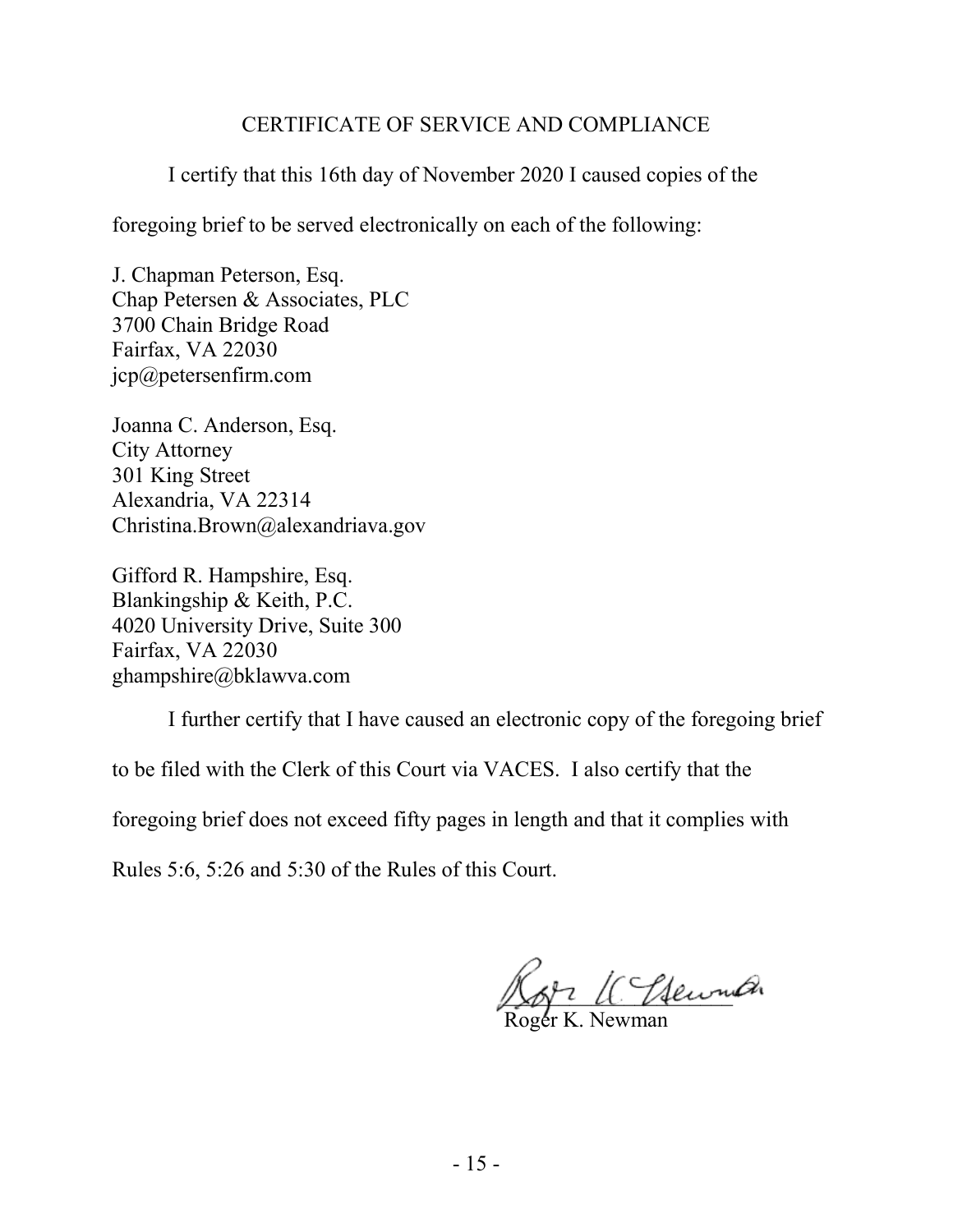## CERTIFICATE OF SERVICE AND COMPLIANCE

I certify that this 16th day of November 2020 I caused copies of the foregoing brief to be served electronically on each of the following:

J. Chapman Peterson, Esq.
Chap Petersen & Associates, PLC
3700 Chain Bridge Road
Fairfax, VA 22030
jcp@petersenfirm.com

Joanna C. Anderson, Esq.
City Attorney
301 King Street
Alexandria, VA 22314
Christina.Brown@alexandriava.gov

Gifford R. Hampshire, Esq.
Blankingship & Keith, P.C.
4020 University Drive, Suite 300
Fairfax, VA 22030
ghampshire@bklawva.com

I further certify that I have caused an electronic copy of the foregoing brief to be filed with the Clerk of this Court via VACES. I also certify that the foregoing brief does not exceed fifty pages in length and that it complies with Rules 5:6, 5:26 and 5:30 of the Rules of this Court.

Roger K. Newman